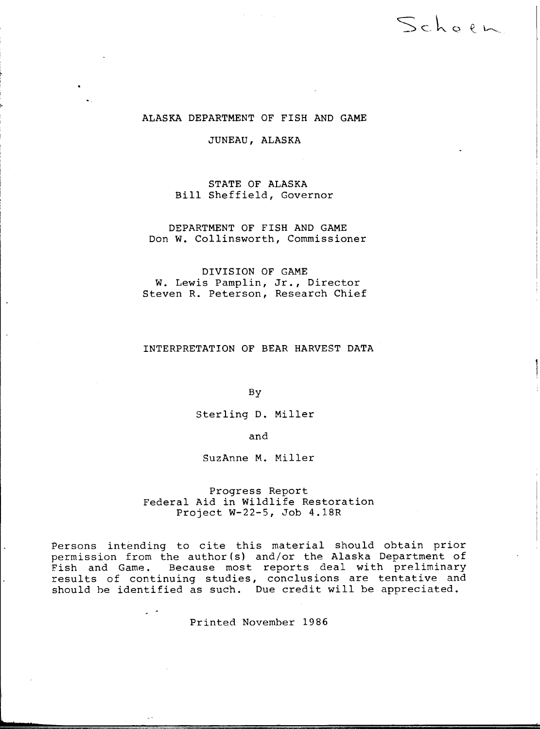Schoen

ALASKA DEPARTMENT OF FISH AND GAME

JUNEAU, ALASKA

STATE OF ALASKA
Bill Sheffield, Governor

DEPARTMENT OF FISH AND GAME
Don W. Collinsworth, Commissioner

DIVISION OF GAME
W. Lewis Pamplin, Jr., Director
Steven R. Peterson, Research Chief

# INTERPRETATION OF BEAR HARVEST DATA

By

Sterling D. Miller

and

SuzAnne M. Miller

Progress Report
Federal Aid in Wildlife Restoration
Project W-22-5, Job 4.18R

Persons intending to cite this material should obtain prior permission from the author(s) and/or the Alaska Department of Fish and Game. Because most reports deal with preliminary results of continuing studies, conclusions are tentative and should be identified as such. Due credit will be appreciated.

Printed November 1986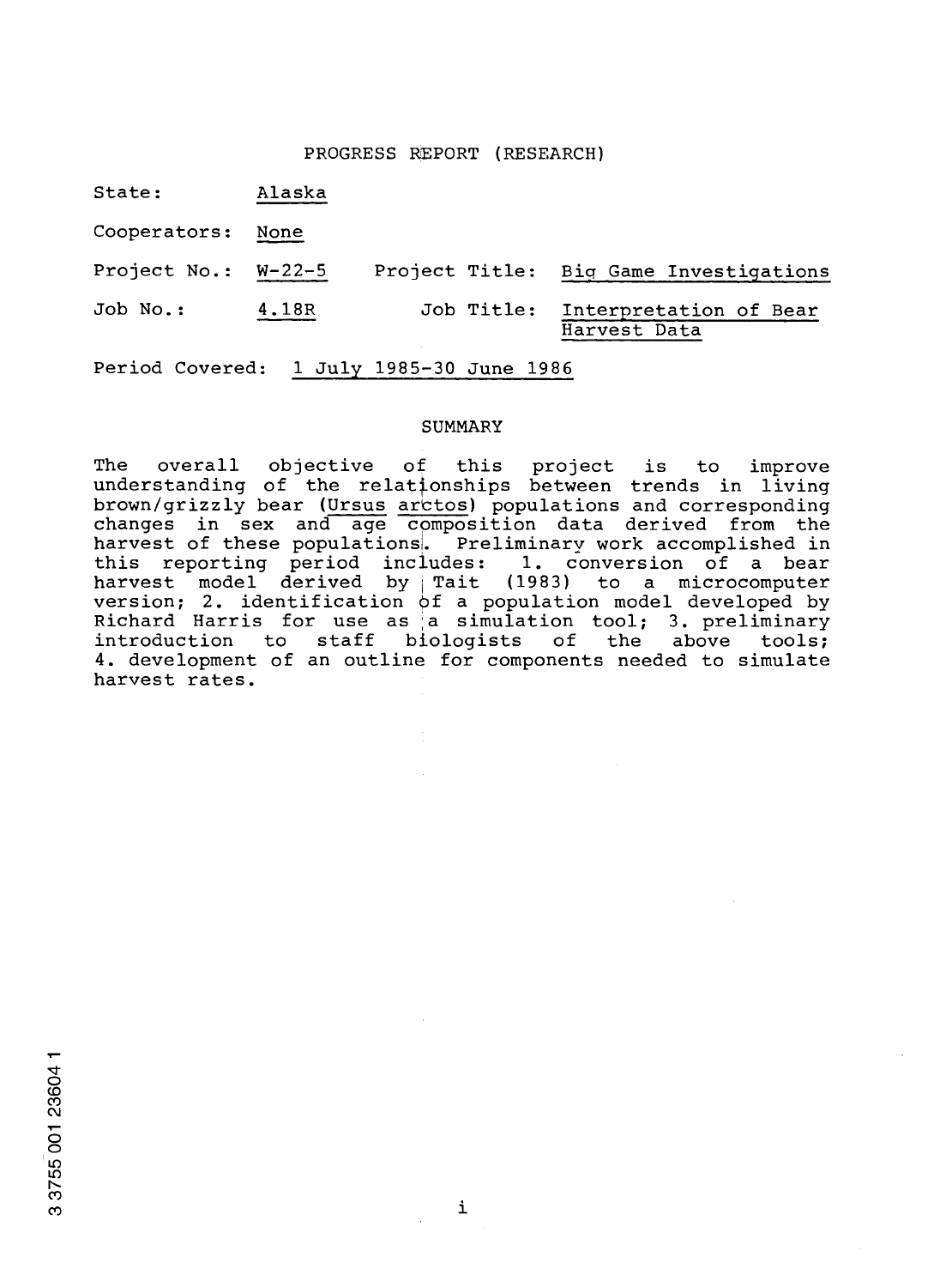PROGRESS REPORT (RESEARCH)

State: Alaska

Cooperators: None

Project No.: W-22-5 Project Title: Big Game Investigations

Job No.: 4.18R Job Title: Interpretation of Bear Harvest Data

Period Covered: 1 July 1985-30 June 1986

## SUMMARY

The overall objective of this project is to improve understanding of the relationships between trends in living brown/grizzly bear (*Ursus arctos*) populations and corresponding changes in sex and age composition data derived from the harvest of these populations. Preliminary work accomplished in this reporting period includes: 1. conversion of a bear harvest model derived by Tait (1983) to a microcomputer version; 2. identification of a population model developed by Richard Harris for use as a simulation tool; 3. preliminary introduction to staff biologists of the above tools; 4. development of an outline for components needed to simulate harvest rates.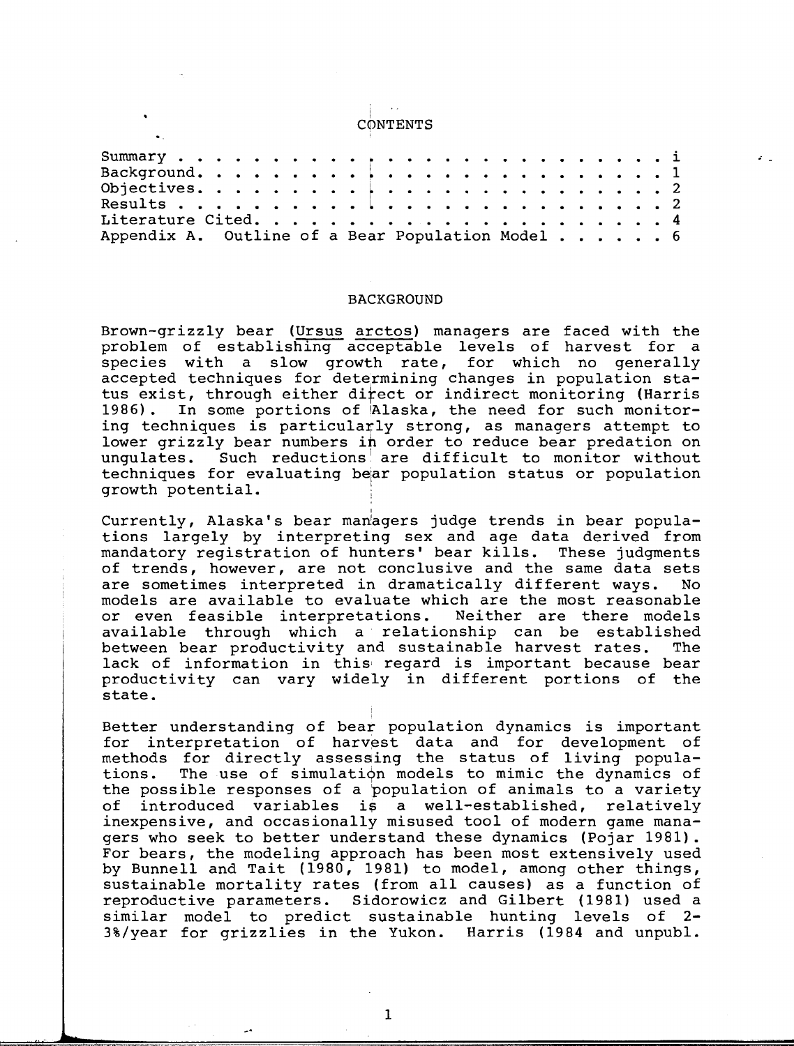## CONTENTS

| | |
|---|---|
| Summary . . . . . . . . . . . . . . . . . . . . . . . . . . . | i |
| Background. . . . . . . . . . . . . . . . . . . . . . . . . . | 1 |
| Objectives. . . . . . . . . . . . . . . . . . . . . . . . . . | 2 |
| Results . . . . . . . . . . . . . . . . . . . . . . . . . . . | 2 |
| Literature Cited. . . . . . . . . . . . . . . . . . . . . . . | 4 |
| Appendix A. Outline of a Bear Population Model . . . . . . | 6 |

## BACKGROUND

Brown-grizzly bear (Ursus arctos) managers are faced with the problem of establishing acceptable levels of harvest for a species with a slow growth rate, for which no generally accepted techniques for determining changes in population status exist, through either direct or indirect monitoring (Harris 1986). In some portions of Alaska, the need for such monitoring techniques is particularly strong, as managers attempt to lower grizzly bear numbers in order to reduce bear predation on ungulates. Such reductions are difficult to monitor without techniques for evaluating bear population status or population growth potential.

Currently, Alaska's bear managers judge trends in bear populations largely by interpreting sex and age data derived from mandatory registration of hunters' bear kills. These judgments of trends, however, are not conclusive and the same data sets are sometimes interpreted in dramatically different ways. No models are available to evaluate which are the most reasonable or even feasible interpretations. Neither are there models available through which a relationship can be established between bear productivity and sustainable harvest rates. The lack of information in this regard is important because bear productivity can vary widely in different portions of the state.

Better understanding of bear population dynamics is important for interpretation of harvest data and for development of methods for directly assessing the status of living populations. The use of simulation models to mimic the dynamics of the possible responses of a population of animals to a variety of introduced variables is a well-established, relatively inexpensive, and occasionally misused tool of modern game managers who seek to better understand these dynamics (Pojar 1981). For bears, the modeling approach has been most extensively used by Bunnell and Tait (1980, 1981) to model, among other things, sustainable mortality rates (from all causes) as a function of reproductive parameters. Sidorowicz and Gilbert (1981) used a similar model to predict sustainable hunting levels of 2-3%/year for grizzlies in the Yukon. Harris (1984 and unpubl.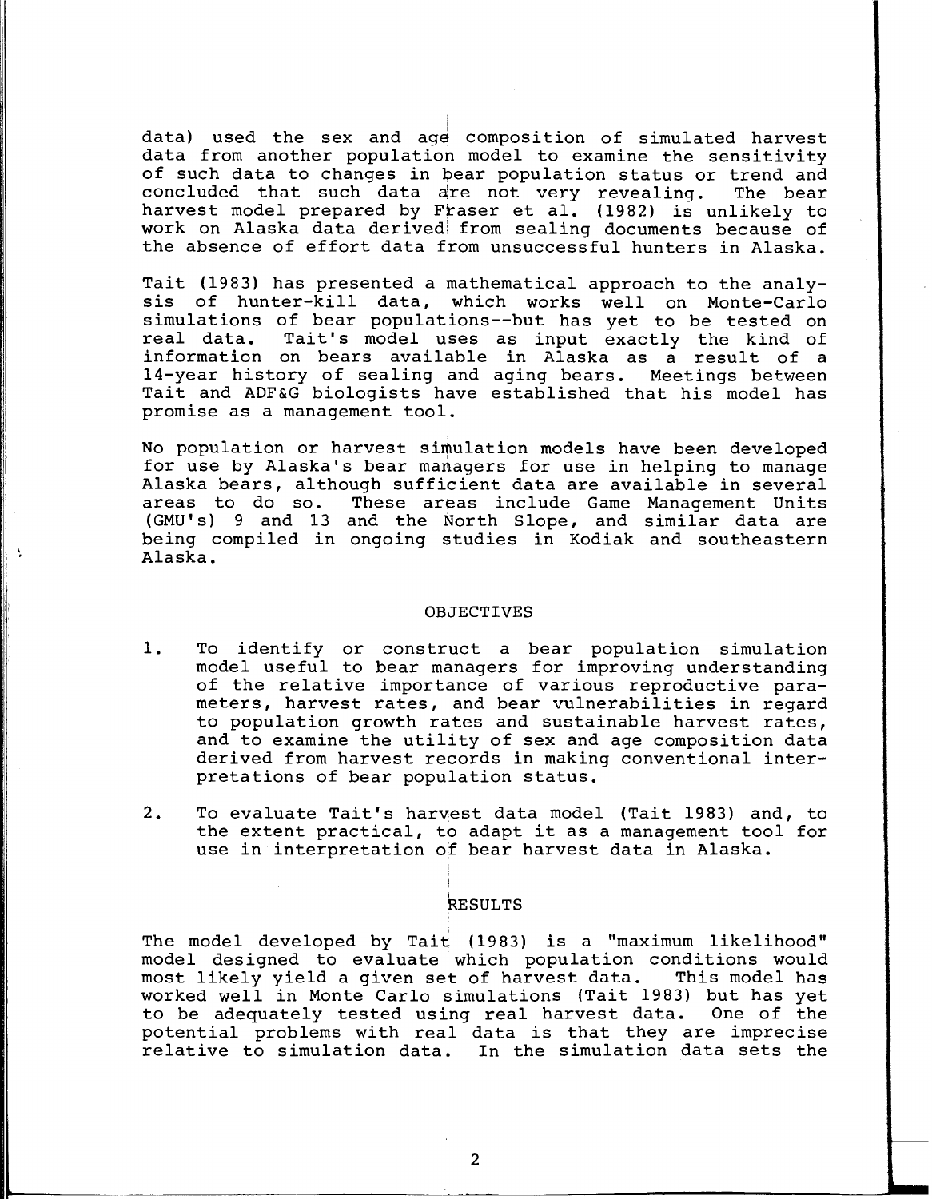data) used the sex and age composition of simulated harvest data from another population model to examine the sensitivity of such data to changes in bear population status or trend and concluded that such data are not very revealing. The bear harvest model prepared by Fraser et al. (1982) is unlikely to work on Alaska data derived from sealing documents because of the absence of effort data from unsuccessful hunters in Alaska.

Tait (1983) has presented a mathematical approach to the analysis of hunter-kill data, which works well on Monte-Carlo simulations of bear populations--but has yet to be tested on real data. Tait's model uses as input exactly the kind of information on bears available in Alaska as a result of a 14-year history of sealing and aging bears. Meetings between Tait and ADF&G biologists have established that his model has promise as a management tool.

No population or harvest simulation models have been developed for use by Alaska's bear managers for use in helping to manage Alaska bears, although sufficient data are available in several areas to do so. These areas include Game Management Units (GMU's) 9 and 13 and the North Slope, and similar data are being compiled in ongoing studies in Kodiak and southeastern Alaska.

## OBJECTIVES

1. To identify or construct a bear population simulation model useful to bear managers for improving understanding of the relative importance of various reproductive parameters, harvest rates, and bear vulnerabilities in regard to population growth rates and sustainable harvest rates, and to examine the utility of sex and age composition data derived from harvest records in making conventional interpretations of bear population status.

2. To evaluate Tait's harvest data model (Tait 1983) and, to the extent practical, to adapt it as a management tool for use in interpretation of bear harvest data in Alaska.

## RESULTS

The model developed by Tait (1983) is a "maximum likelihood" model designed to evaluate which population conditions would most likely yield a given set of harvest data. This model has worked well in Monte Carlo simulations (Tait 1983) but has yet to be adequately tested using real harvest data. One of the potential problems with real data is that they are imprecise relative to simulation data. In the simulation data sets the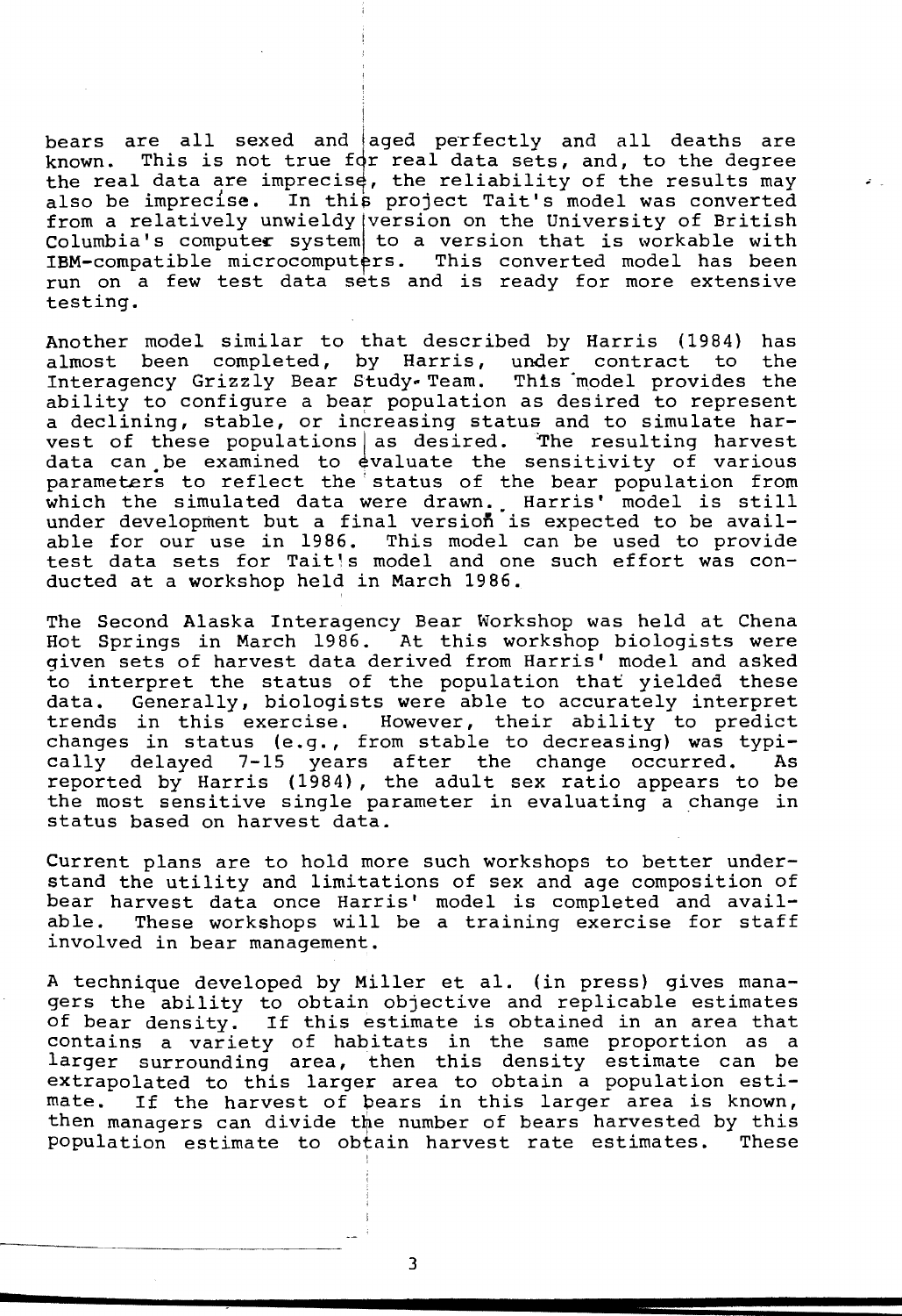bears are all sexed and aged perfectly and all deaths are known. This is not true for real data sets, and, to the degree the real data are imprecise, the reliability of the results may also be imprecise. In this project Tait's model was converted from a relatively unwieldy version on the University of British Columbia's computer system to a version that is workable with IBM-compatible microcomputers. This converted model has been run on a few test data sets and is ready for more extensive testing.

Another model similar to that described by Harris (1984) has almost been completed, by Harris, under contract to the Interagency Grizzly Bear Study Team. This model provides the ability to configure a bear population as desired to represent a declining, stable, or increasing status and to simulate harvest of these populations as desired. The resulting harvest data can be examined to evaluate the sensitivity of various parameters to reflect the status of the bear population from which the simulated data were drawn. Harris' model is still under development but a final version is expected to be available for our use in 1986. This model can be used to provide test data sets for Tait's model and one such effort was conducted at a workshop held in March 1986.

The Second Alaska Interagency Bear Workshop was held at Chena Hot Springs in March 1986. At this workshop biologists were given sets of harvest data derived from Harris' model and asked to interpret the status of the population that yielded these data. Generally, biologists were able to accurately interpret trends in this exercise. However, their ability to predict changes in status (e.g., from stable to decreasing) was typically delayed 7-15 years after the change occurred. As reported by Harris (1984), the adult sex ratio appears to be the most sensitive single parameter in evaluating a change in status based on harvest data.

Current plans are to hold more such workshops to better understand the utility and limitations of sex and age composition of bear harvest data once Harris' model is completed and available. These workshops will be a training exercise for staff involved in bear management.

A technique developed by Miller et al. (in press) gives managers the ability to obtain objective and replicable estimates of bear density. If this estimate is obtained in an area that contains a variety of habitats in the same proportion as a larger surrounding area, then this density estimate can be extrapolated to this larger area to obtain a population estimate. If the harvest of bears in this larger area is known, then managers can divide the number of bears harvested by this population estimate to obtain harvest rate estimates. These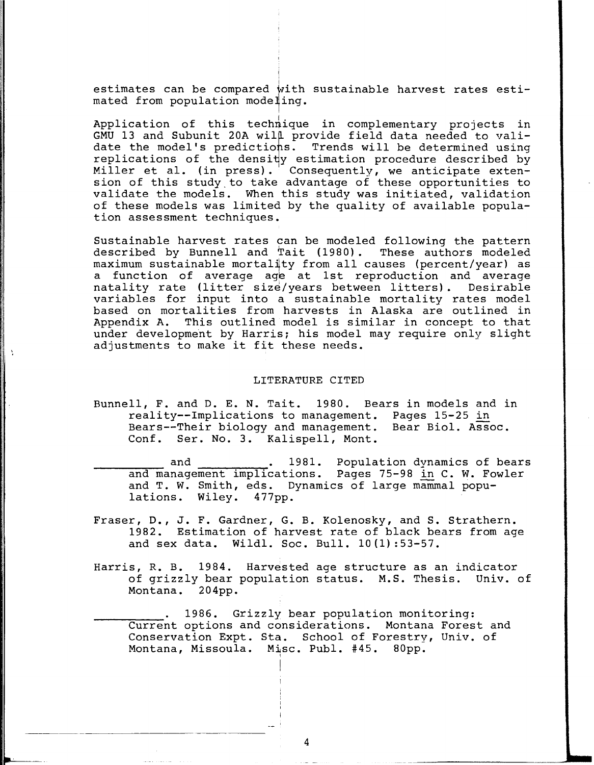estimates can be compared with sustainable harvest rates estimated from population modeling.

Application of this technique in complementary projects in GMU 13 and Subunit 20A will provide field data needed to validate the model's predictions. Trends will be determined using replications of the density estimation procedure described by Miller et al. (in press). Consequently, we anticipate extension of this study to take advantage of these opportunities to validate the models. When this study was initiated, validation of these models was limited by the quality of available population assessment techniques.

Sustainable harvest rates can be modeled following the pattern described by Bunnell and Tait (1980). These authors modeled maximum sustainable mortality from all causes (percent/year) as a function of average age at 1st reproduction and average natality rate (litter size/years between litters). Desirable variables for input into a sustainable mortality rates model based on mortalities from harvests in Alaska are outlined in Appendix A. This outlined model is similar in concept to that under development by Harris; his model may require only slight adjustments to make it fit these needs.

## LITERATURE CITED

Bunnell, F. and D. E. N. Tait. 1980. Bears in models and in reality--Implications to management. Pages 15-25 in Bears--Their biology and management. Bear Biol. Assoc. Conf. Ser. No. 3. Kalispell, Mont.

__________ and __________. 1981. Population dynamics of bears and management implications. Pages 75-98 in C. W. Fowler and T. W. Smith, eds. Dynamics of large mammal populations. Wiley. 477pp.

Fraser, D., J. F. Gardner, G. B. Kolenosky, and S. Strathern. 1982. Estimation of harvest rate of black bears from age and sex data. Wildl. Soc. Bull. 10(1):53-57.

Harris, R. B. 1984. Harvested age structure as an indicator of grizzly bear population status. M.S. Thesis. Univ. of Montana. 204pp.

__________. 1986. Grizzly bear population monitoring: Current options and considerations. Montana Forest and Conservation Expt. Sta. School of Forestry, Univ. of Montana, Missoula. Misc. Publ. #45. 80pp.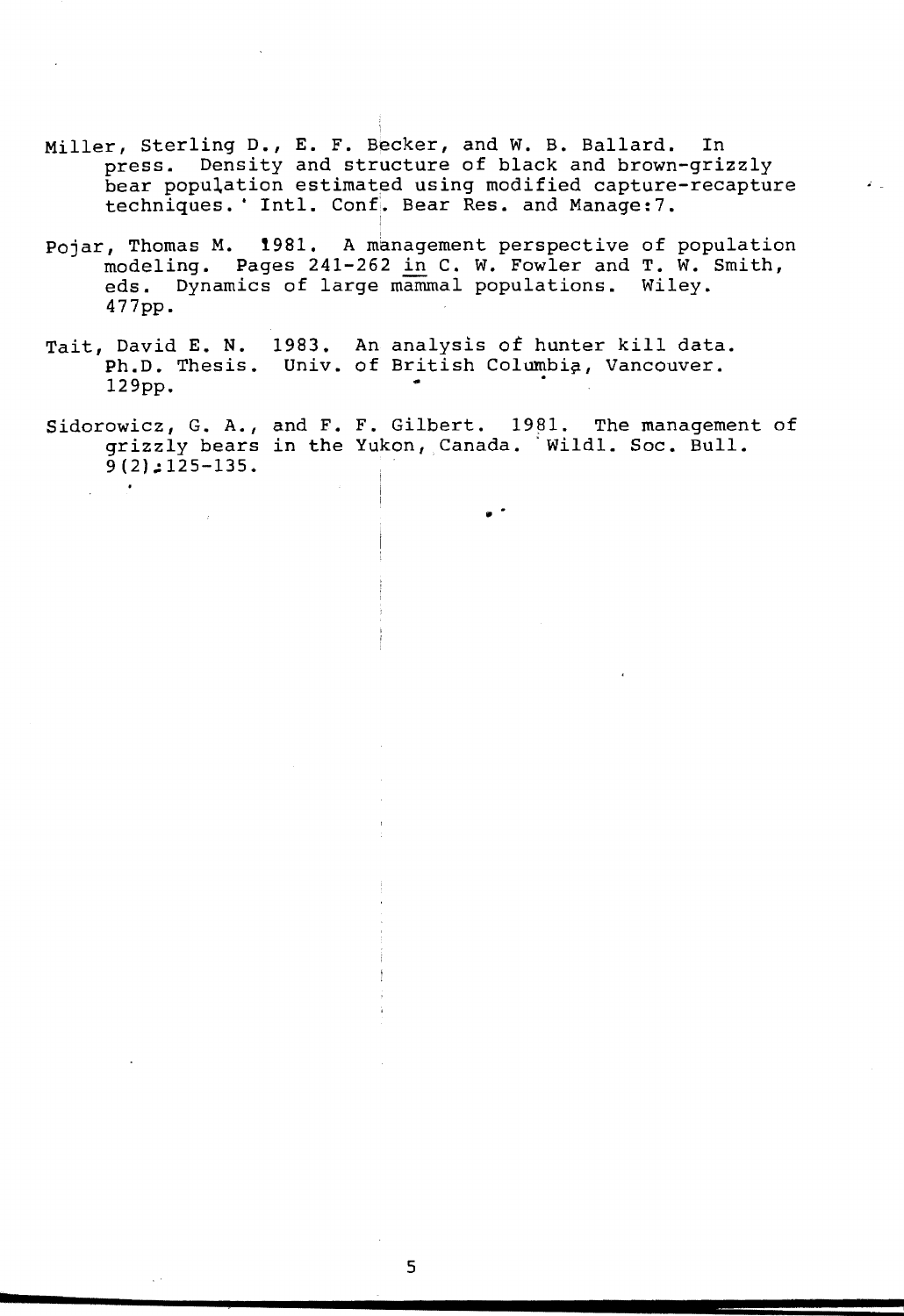Miller, Sterling D., E. F. Becker, and W. B. Ballard. In press. Density and structure of black and brown-grizzly bear population estimated using modified capture-recapture techniques.' Intl. Conf. Bear Res. and Manage:7.

Pojar, Thomas M. 1981. A management perspective of population modeling. Pages 241-262 in C. W. Fowler and T. W. Smith, eds. Dynamics of large mammal populations. Wiley. 477pp.

Tait, David E. N. 1983. An analysis of hunter kill data. Ph.D. Thesis. Univ. of British Columbia, Vancouver. 129pp.

Sidorowicz, G. A., and F. F. Gilbert. 1981. The management of grizzly bears in the Yukon, Canada. Wildl. Soc. Bull. 9(2):125-135.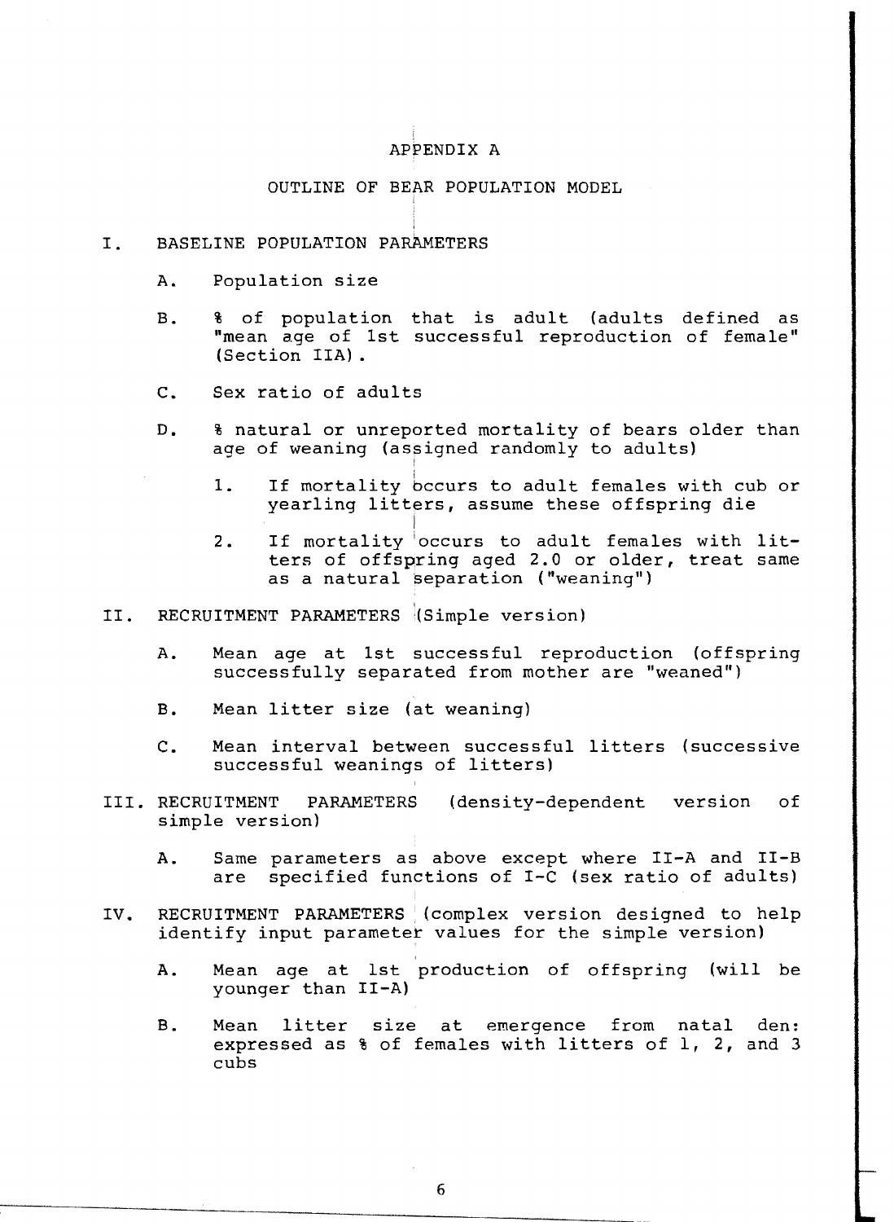# APPENDIX A

## OUTLINE OF BEAR POPULATION MODEL

I. BASELINE POPULATION PARAMETERS

   A. Population size

   B. % of population that is adult (adults defined as "mean age of 1st successful reproduction of female" (Section IIA).

   C. Sex ratio of adults

   D. % natural or unreported mortality of bears older than age of weaning (assigned randomly to adults)

      1. If mortality occurs to adult females with cub or yearling litters, assume these offspring die

      2. If mortality occurs to adult females with litters of offspring aged 2.0 or older, treat same as a natural separation ("weaning")

II. RECRUITMENT PARAMETERS (Simple version)

   A. Mean age at 1st successful reproduction (offspring successfully separated from mother are "weaned")

   B. Mean litter size (at weaning)

   C. Mean interval between successful litters (successive successful weanings of litters)

III. RECRUITMENT PARAMETERS (density-dependent version of simple version)

   A. Same parameters as above except where II-A and II-B are specified functions of I-C (sex ratio of adults)

IV. RECRUITMENT PARAMETERS (complex version designed to help identify input parameter values for the simple version)

   A. Mean age at 1st production of offspring (will be younger than II-A)

   B. Mean litter size at emergence from natal den: expressed as % of females with litters of 1, 2, and 3 cubs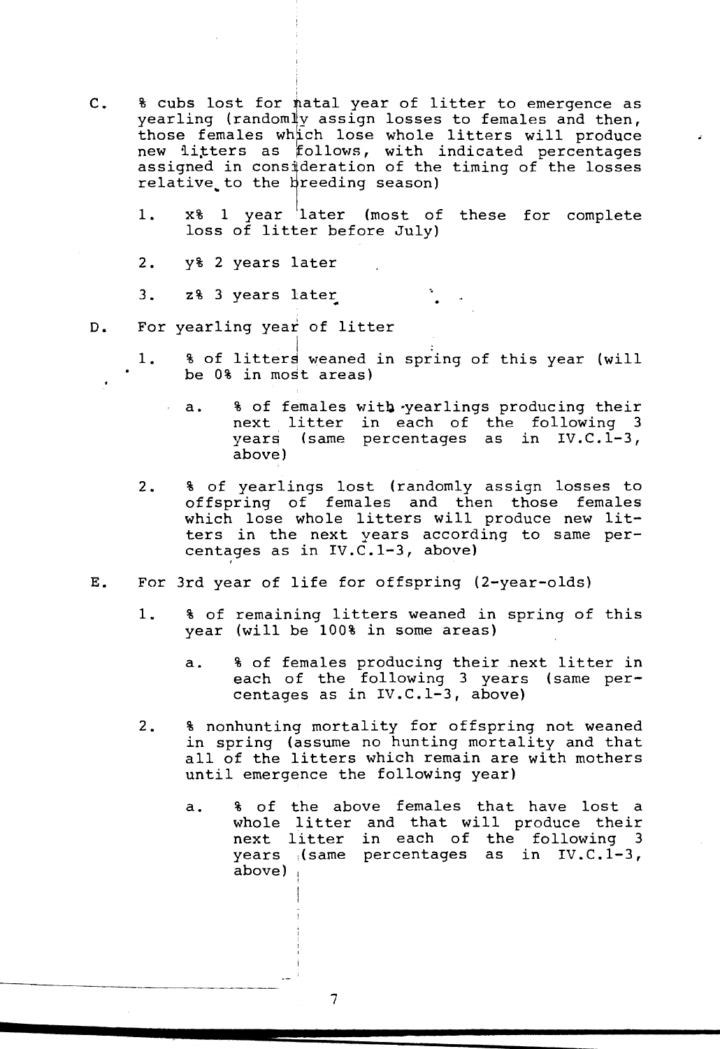C. % cubs lost for natal year of litter to emergence as yearling (randomly assign losses to females and then, those females which lose whole litters will produce new litters as follows, with indicated percentages assigned in consideration of the timing of the losses relative to the breeding season)

   1. x% 1 year later (most of these for complete loss of litter before July)

   2. y% 2 years later

   3. z% 3 years later

D. For yearling year of litter

   1. % of litters weaned in spring of this year (will be 0% in most areas)

      a. % of females with yearlings producing their next litter in each of the following 3 years (same percentages as in IV.C.1-3, above)

   2. % of yearlings lost (randomly assign losses to offspring of females and then those females which lose whole litters will produce new litters in the next years according to same percentages as in IV.C.1-3, above)

E. For 3rd year of life for offspring (2-year-olds)

   1. % of remaining litters weaned in spring of this year (will be 100% in some areas)

      a. % of females producing their next litter in each of the following 3 years (same percentages as in IV.C.1-3, above)

   2. % nonhunting mortality for offspring not weaned in spring (assume no hunting mortality and that all of the litters which remain are with mothers until emergence the following year)

      a. % of the above females that have lost a whole litter and that will produce their next litter in each of the following 3 years (same percentages as in IV.C.1-3, above)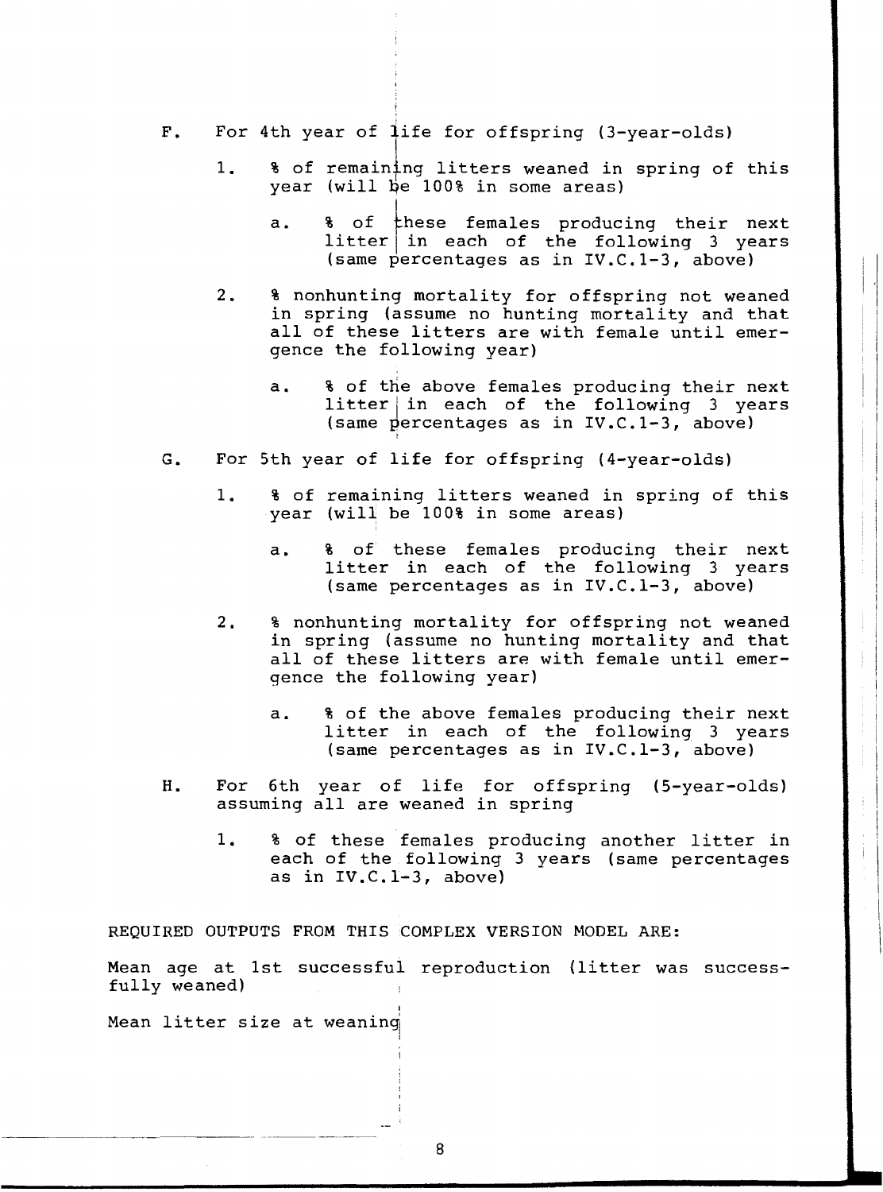F. For 4th year of life for offspring (3-year-olds)

   1. % of remaining litters weaned in spring of this year (will be 100% in some areas)

      a. % of these females producing their next litter in each of the following 3 years (same percentages as in IV.C.1-3, above)

   2. % nonhunting mortality for offspring not weaned in spring (assume no hunting mortality and that all of these litters are with female until emergence the following year)

      a. % of the above females producing their next litter in each of the following 3 years (same percentages as in IV.C.1-3, above)

G. For 5th year of life for offspring (4-year-olds)

   1. % of remaining litters weaned in spring of this year (will be 100% in some areas)

      a. % of these females producing their next litter in each of the following 3 years (same percentages as in IV.C.1-3, above)

   2. % nonhunting mortality for offspring not weaned in spring (assume no hunting mortality and that all of these litters are with female until emergence the following year)

      a. % of the above females producing their next litter in each of the following 3 years (same percentages as in IV.C.1-3, above)

H. For 6th year of life for offspring (5-year-olds) assuming all are weaned in spring

   1. % of these females producing another litter in each of the following 3 years (same percentages as in IV.C.1-3, above)

REQUIRED OUTPUTS FROM THIS COMPLEX VERSION MODEL ARE:

Mean age at 1st successful reproduction (litter was successfully weaned)

Mean litter size at weaning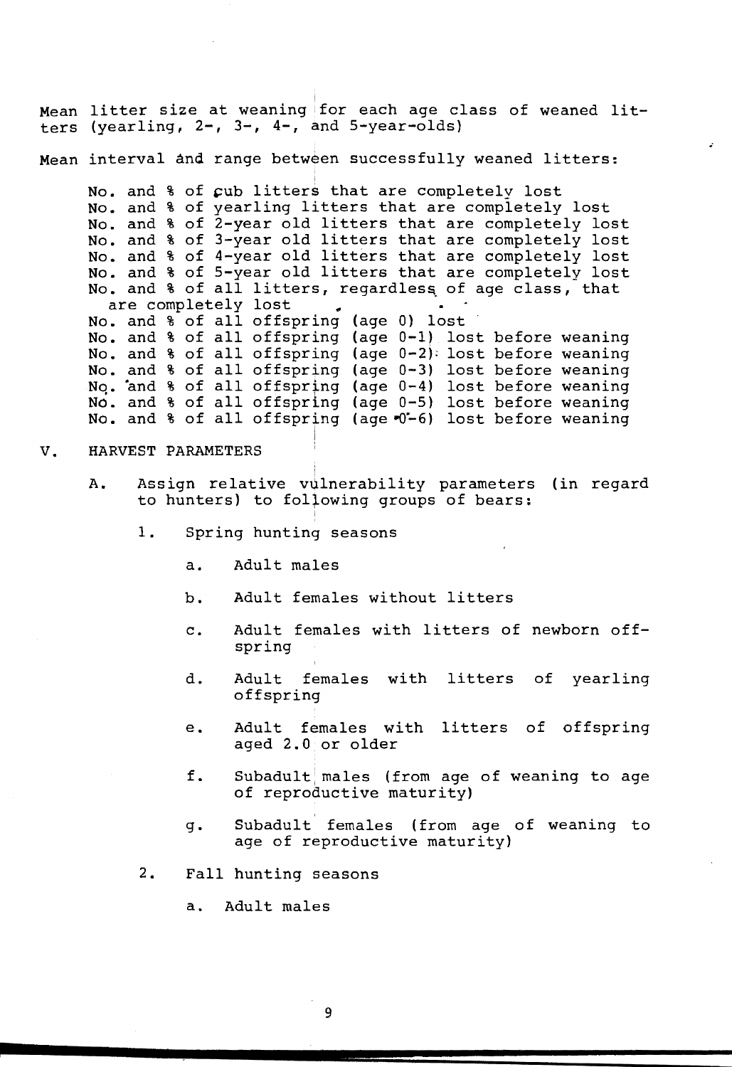Mean litter size at weaning for each age class of weaned litters (yearling, 2-, 3-, 4-, and 5-year-olds)

Mean interval and range between successfully weaned litters:

- No. and % of cub litters that are completely lost
- No. and % of yearling litters that are completely lost
- No. and % of 2-year old litters that are completely lost
- No. and % of 3-year old litters that are completely lost
- No. and % of 4-year old litters that are completely lost
- No. and % of 5-year old litters that are completely lost
- No. and % of all litters, regardless of age class, that are completely lost
- No. and % of all offspring (age 0) lost
- No. and % of all offspring (age 0-1) lost before weaning
- No. and % of all offspring (age 0-2) lost before weaning
- No. and % of all offspring (age 0-3) lost before weaning
- No. and % of all offspring (age 0-4) lost before weaning
- No. and % of all offspring (age 0-5) lost before weaning
- No. and % of all offspring (age 0-6) lost before weaning

## V. HARVEST PARAMETERS

A. Assign relative vulnerability parameters (in regard to hunters) to following groups of bears:

1. Spring hunting seasons

   a. Adult males

   b. Adult females without litters

   c. Adult females with litters of newborn offspring

   d. Adult females with litters of yearling offspring

   e. Adult females with litters of offspring aged 2.0 or older

   f. Subadult males (from age of weaning to age of reproductive maturity)

   g. Subadult females (from age of weaning to age of reproductive maturity)

2. Fall hunting seasons

   a. Adult males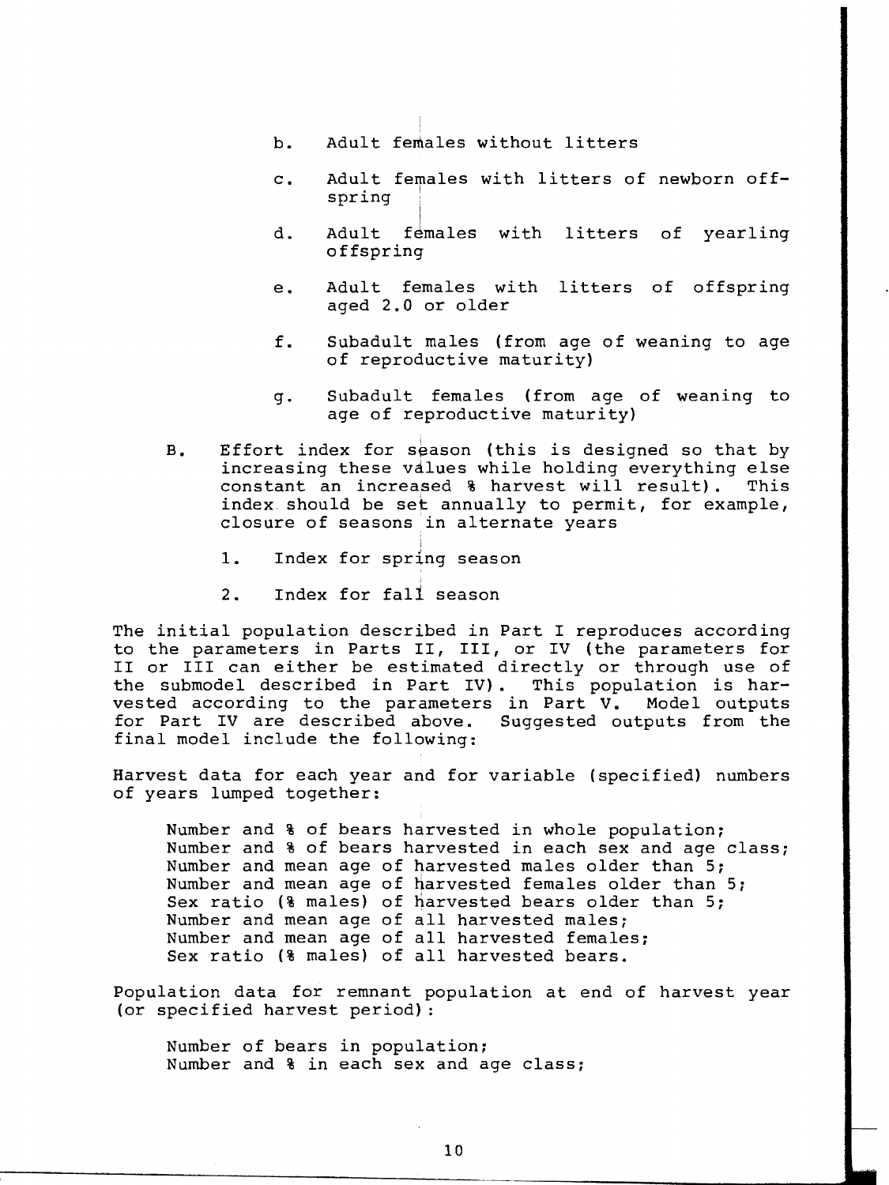b. Adult females without litters

c. Adult females with litters of newborn offspring

d. Adult females with litters of yearling offspring

e. Adult females with litters of offspring aged 2.0 or older

f. Subadult males (from age of weaning to age of reproductive maturity)

g. Subadult females (from age of weaning to age of reproductive maturity)

B. Effort index for season (this is designed so that by increasing these values while holding everything else constant an increased % harvest will result). This index should be set annually to permit, for example, closure of seasons in alternate years

1. Index for spring season

2. Index for fall season

The initial population described in Part I reproduces according to the parameters in Parts II, III, or IV (the parameters for II or III can either be estimated directly or through use of the submodel described in Part IV). This population is harvested according to the parameters in Part V. Model outputs for Part IV are described above. Suggested outputs from the final model include the following:

Harvest data for each year and for variable (specified) numbers of years lumped together:

Number and % of bears harvested in whole population;
Number and % of bears harvested in each sex and age class;
Number and mean age of harvested males older than 5;
Number and mean age of harvested females older than 5;
Sex ratio (% males) of harvested bears older than 5;
Number and mean age of all harvested males;
Number and mean age of all harvested females;
Sex ratio (% males) of all harvested bears.

Population data for remnant population at end of harvest year (or specified harvest period):

Number of bears in population;
Number and % in each sex and age class;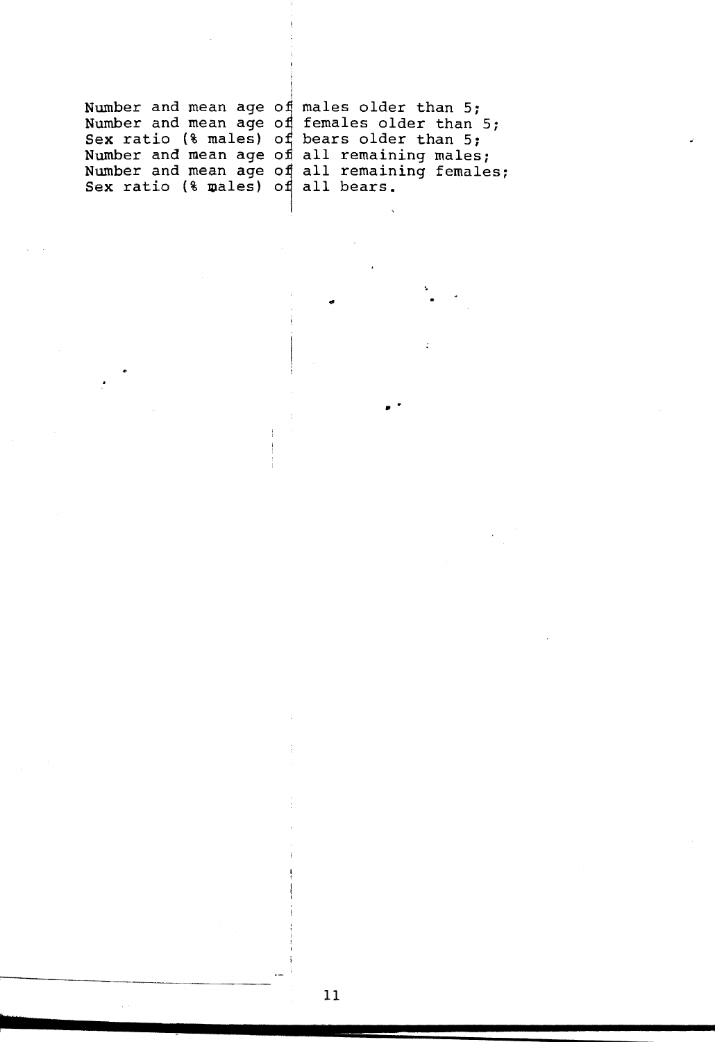Number and mean age of males older than 5;
Number and mean age of females older than 5;
Sex ratio (% males) of bears older than 5;
Number and mean age of all remaining males;
Number and mean age of all remaining females;
Sex ratio (% males) of all bears.